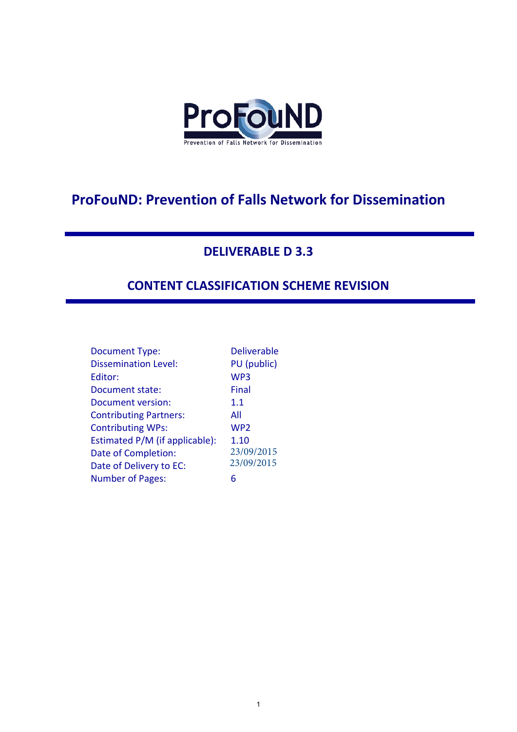ProFouND

Prevention of Falls Network for Dissemination

# ProFouND: Prevention of Falls Network for Dissemination

## DELIVERABLE D 3.3

## CONTENT CLASSIFICATION SCHEME REVISION

| | |
|---|---|
| Document Type: | Deliverable |
| Dissemination Level: | PU (public) |
| Editor: | WP3 |
| Document state: | Final |
| Document version: | 1.1 |
| Contributing Partners: | All |
| Contributing WPs: | WP2 |
| Estimated P/M (if applicable): | 1.10 |
| Date of Completion: | 23/09/2015 |
| Date of Delivery to EC: | 23/09/2015 |
| Number of Pages: | 6 |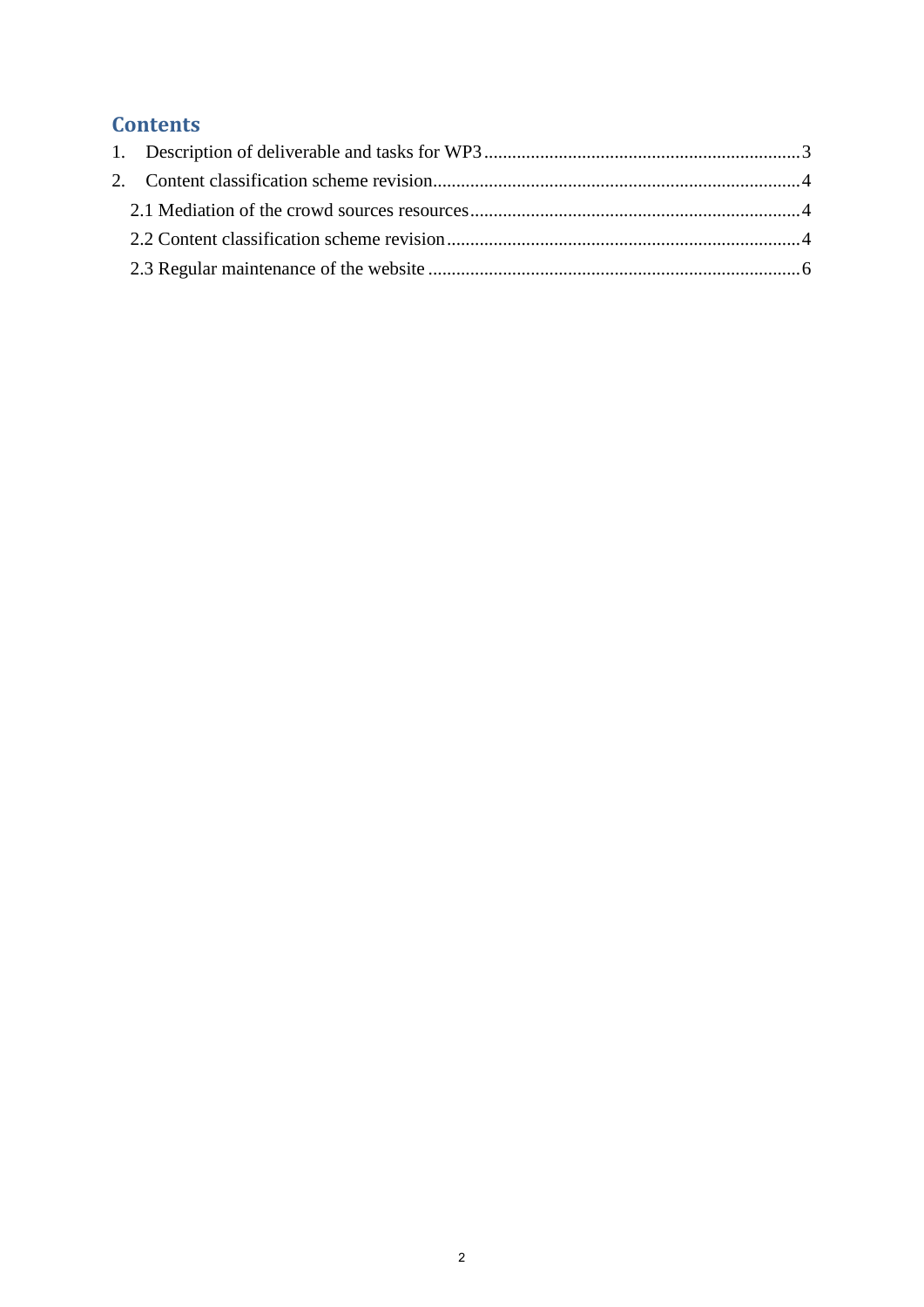# Contents

1. Description of deliverable and tasks for WP3 ........................................ 3
2. Content classification scheme revision ........................................ 4
   - 2.1 Mediation of the crowd sources resources ........................................ 4
   - 2.2 Content classification scheme revision ........................................ 4
   - 2.3 Regular maintenance of the website ........................................ 6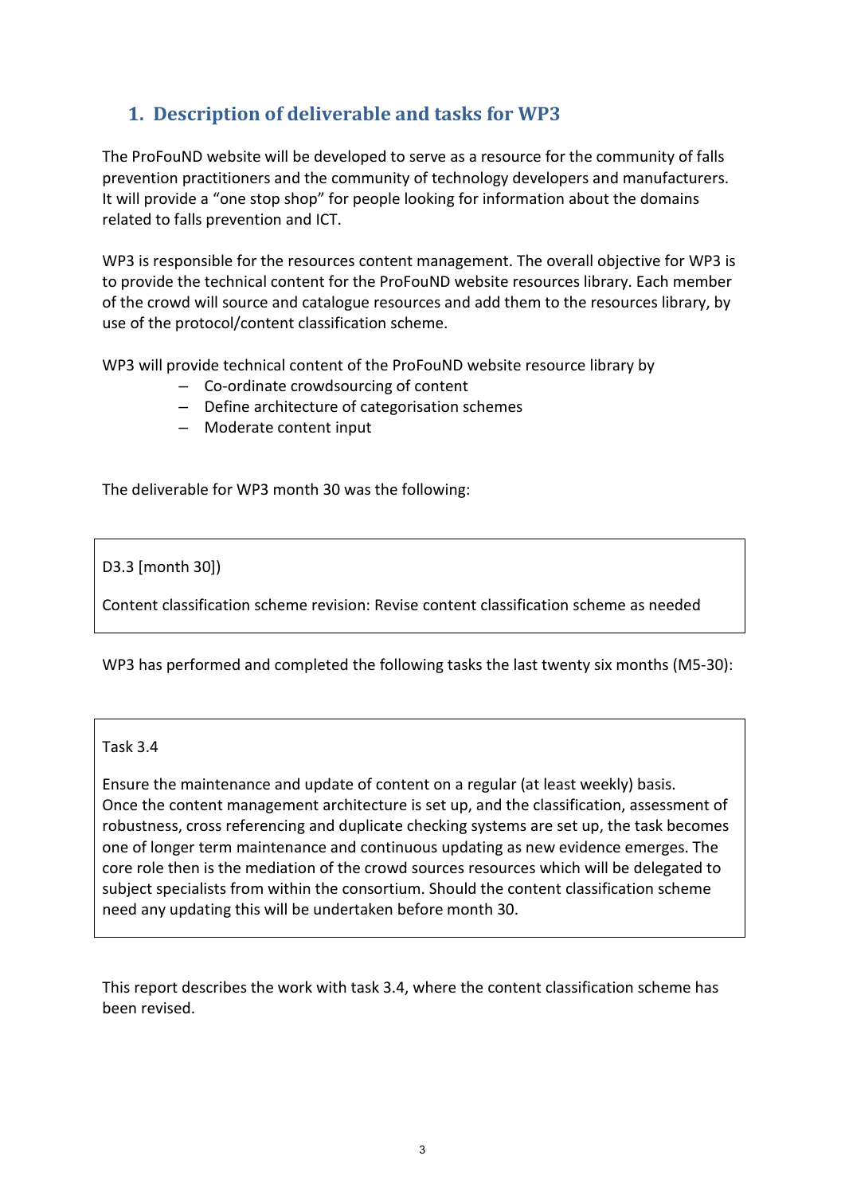## 1. Description of deliverable and tasks for WP3

The ProFouND website will be developed to serve as a resource for the community of falls prevention practitioners and the community of technology developers and manufacturers. It will provide a "one stop shop" for people looking for information about the domains related to falls prevention and ICT.

WP3 is responsible for the resources content management. The overall objective for WP3 is to provide the technical content for the ProFouND website resources library. Each member of the crowd will source and catalogue resources and add them to the resources library, by use of the protocol/content classification scheme.

WP3 will provide technical content of the ProFouND website resource library by

- Co-ordinate crowdsourcing of content
- Define architecture of categorisation schemes
- Moderate content input

The deliverable for WP3 month 30 was the following:

> D3.3 [month 30])
>
> Content classification scheme revision: Revise content classification scheme as needed

WP3 has performed and completed the following tasks the last twenty six months (M5-30):

> Task 3.4
>
> Ensure the maintenance and update of content on a regular (at least weekly) basis. Once the content management architecture is set up, and the classification, assessment of robustness, cross referencing and duplicate checking systems are set up, the task becomes one of longer term maintenance and continuous updating as new evidence emerges. The core role then is the mediation of the crowd sources resources which will be delegated to subject specialists from within the consortium. Should the content classification scheme need any updating this will be undertaken before month 30.

This report describes the work with task 3.4, where the content classification scheme has been revised.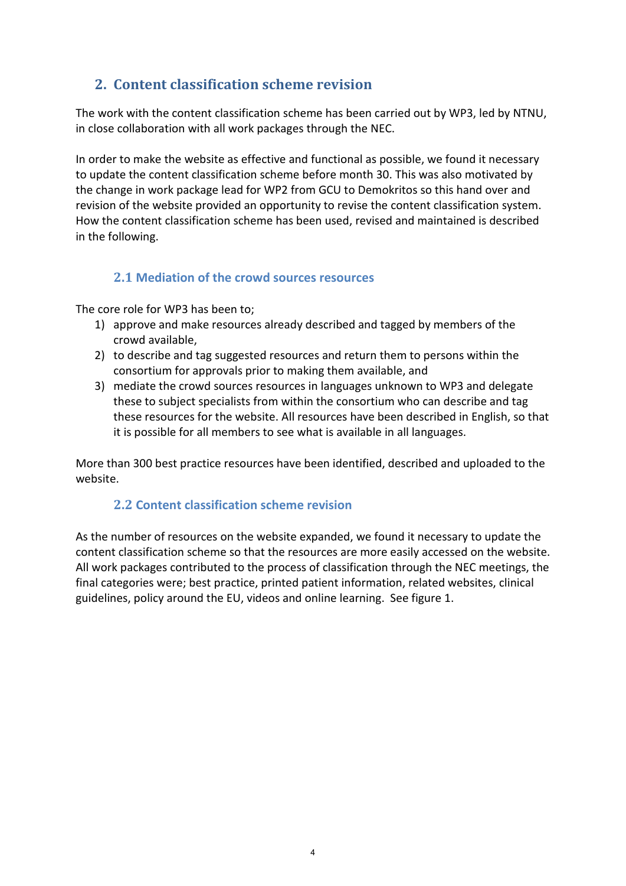## 2. Content classification scheme revision

The work with the content classification scheme has been carried out by WP3, led by NTNU, in close collaboration with all work packages through the NEC.

In order to make the website as effective and functional as possible, we found it necessary to update the content classification scheme before month 30. This was also motivated by the change in work package lead for WP2 from GCU to Demokritos so this hand over and revision of the website provided an opportunity to revise the content classification system. How the content classification scheme has been used, revised and maintained is described in the following.

### 2.1 Mediation of the crowd sources resources

The core role for WP3 has been to;

1) approve and make resources already described and tagged by members of the crowd available,
2) to describe and tag suggested resources and return them to persons within the consortium for approvals prior to making them available, and
3) mediate the crowd sources resources in languages unknown to WP3 and delegate these to subject specialists from within the consortium who can describe and tag these resources for the website. All resources have been described in English, so that it is possible for all members to see what is available in all languages.

More than 300 best practice resources have been identified, described and uploaded to the website.

### 2.2 Content classification scheme revision

As the number of resources on the website expanded, we found it necessary to update the content classification scheme so that the resources are more easily accessed on the website. All work packages contributed to the process of classification through the NEC meetings, the final categories were; best practice, printed patient information, related websites, clinical guidelines, policy around the EU, videos and online learning. See figure 1.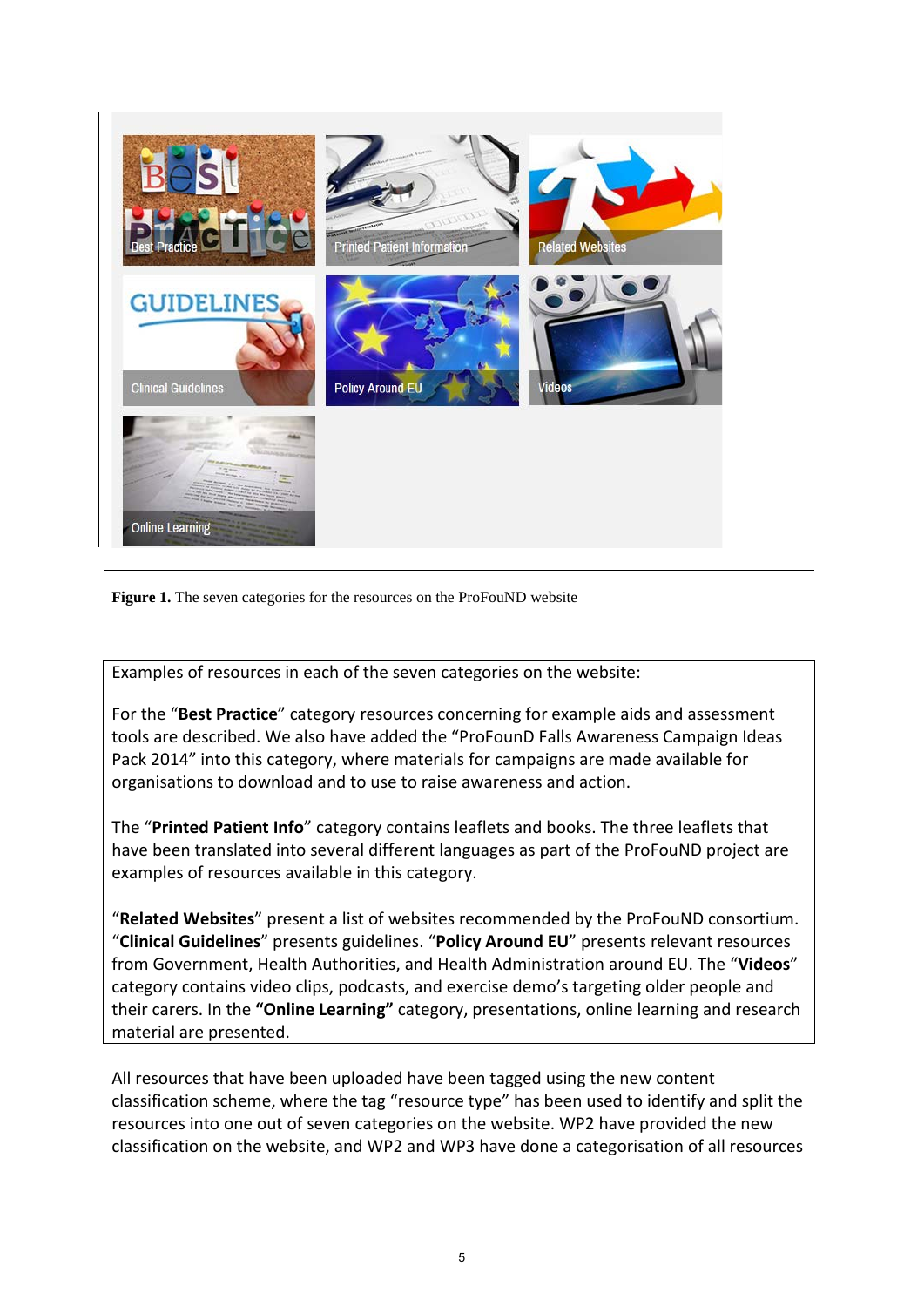**Figure 1.** The seven categories for the resources on the ProFouND website

Examples of resources in each of the seven categories on the website:

For the "**Best Practice**" category resources concerning for example aids and assessment tools are described. We also have added the "ProFounD Falls Awareness Campaign Ideas Pack 2014" into this category, where materials for campaigns are made available for organisations to download and to use to raise awareness and action.

The "**Printed Patient Info**" category contains leaflets and books. The three leaflets that have been translated into several different languages as part of the ProFouND project are examples of resources available in this category.

"**Related Websites**" present a list of websites recommended by the ProFouND consortium. "**Clinical Guidelines**" presents guidelines. "**Policy Around EU**" presents relevant resources from Government, Health Authorities, and Health Administration around EU. The "**Videos**" category contains video clips, podcasts, and exercise demo's targeting older people and their carers. In the **"Online Learning"** category, presentations, online learning and research material are presented.

All resources that have been uploaded have been tagged using the new content classification scheme, where the tag "resource type" has been used to identify and split the resources into one out of seven categories on the website. WP2 have provided the new classification on the website, and WP2 and WP3 have done a categorisation of all resources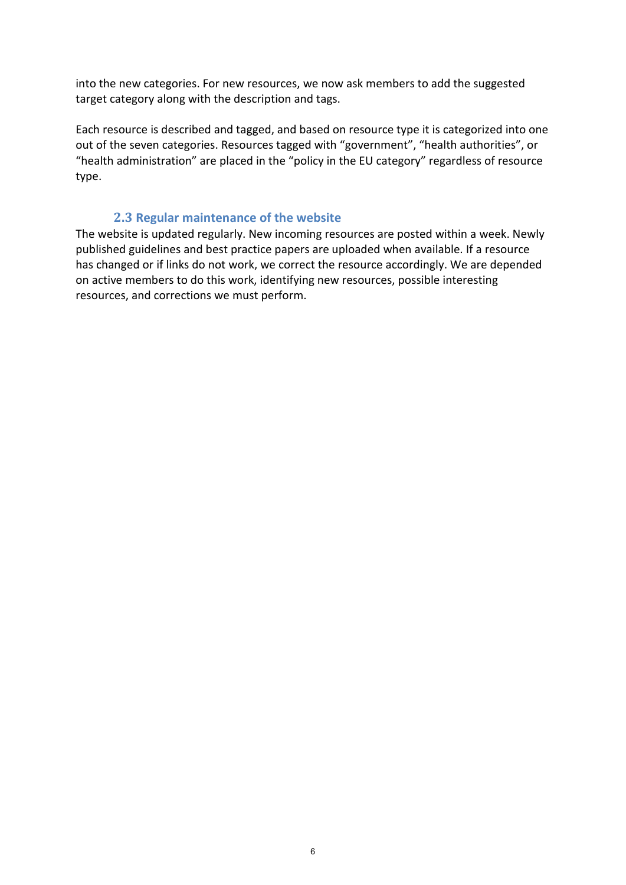into the new categories. For new resources, we now ask members to add the suggested target category along with the description and tags.

Each resource is described and tagged, and based on resource type it is categorized into one out of the seven categories. Resources tagged with “government”, “health authorities”, or “health administration” are placed in the “policy in the EU category” regardless of resource type.

### 2.3 Regular maintenance of the website

The website is updated regularly. New incoming resources are posted within a week. Newly published guidelines and best practice papers are uploaded when available. If a resource has changed or if links do not work, we correct the resource accordingly. We are depended on active members to do this work, identifying new resources, possible interesting resources, and corrections we must perform.